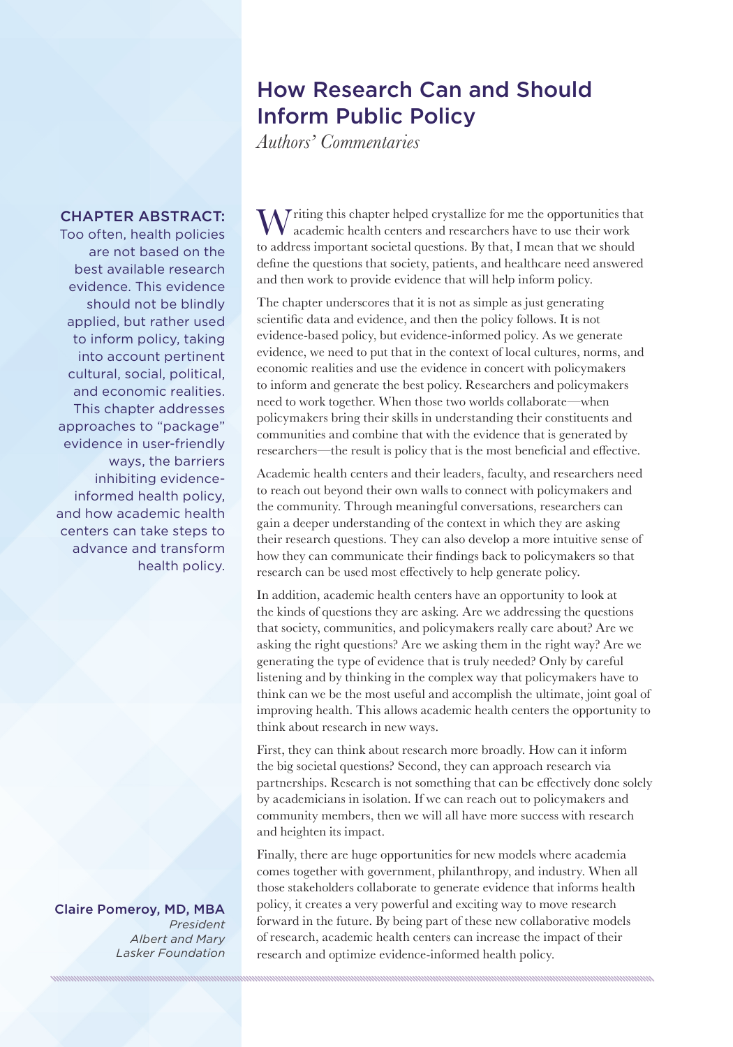# How Research Can and Should Inform Public Policy

*Authors' Commentaries*

**CHAPTER ABSTRACT:**
Too often, health policies are not based on the best available research evidence. This evidence should not be blindly applied, but rather used to inform policy, taking into account pertinent cultural, social, political, and economic realities. This chapter addresses approaches to "package" evidence in user-friendly ways, the barriers inhibiting evidence-informed health policy, and how academic health centers can take steps to advance and transform health policy.

Writing this chapter helped crystallize for me the opportunities that academic health centers and researchers have to use their work to address important societal questions. By that, I mean that we should define the questions that society, patients, and healthcare need answered and then work to provide evidence that will help inform policy.

The chapter underscores that it is not as simple as just generating scientific data and evidence, and then the policy follows. It is not evidence-based policy, but evidence-informed policy. As we generate evidence, we need to put that in the context of local cultures, norms, and economic realities and use the evidence in concert with policymakers to inform and generate the best policy. Researchers and policymakers need to work together. When those two worlds collaborate—when policymakers bring their skills in understanding their constituents and communities and combine that with the evidence that is generated by researchers—the result is policy that is the most beneficial and effective.

Academic health centers and their leaders, faculty, and researchers need to reach out beyond their own walls to connect with policymakers and the community. Through meaningful conversations, researchers can gain a deeper understanding of the context in which they are asking their research questions. They can also develop a more intuitive sense of how they can communicate their findings back to policymakers so that research can be used most effectively to help generate policy.

In addition, academic health centers have an opportunity to look at the kinds of questions they are asking. Are we addressing the questions that society, communities, and policymakers really care about? Are we asking the right questions? Are we asking them in the right way? Are we generating the type of evidence that is truly needed? Only by careful listening and by thinking in the complex way that policymakers have to think can we be the most useful and accomplish the ultimate, joint goal of improving health. This allows academic health centers the opportunity to think about research in new ways.

First, they can think about research more broadly. How can it inform the big societal questions? Second, they can approach research via partnerships. Research is not something that can be effectively done solely by academicians in isolation. If we can reach out to policymakers and community members, then we will all have more success with research and heighten its impact.

Finally, there are huge opportunities for new models where academia comes together with government, philanthropy, and industry. When all those stakeholders collaborate to generate evidence that informs health policy, it creates a very powerful and exciting way to move research forward in the future. By being part of these new collaborative models of research, academic health centers can increase the impact of their research and optimize evidence-informed health policy.

**Claire Pomeroy, MD, MBA**
*President*
*Albert and Mary Lasker Foundation*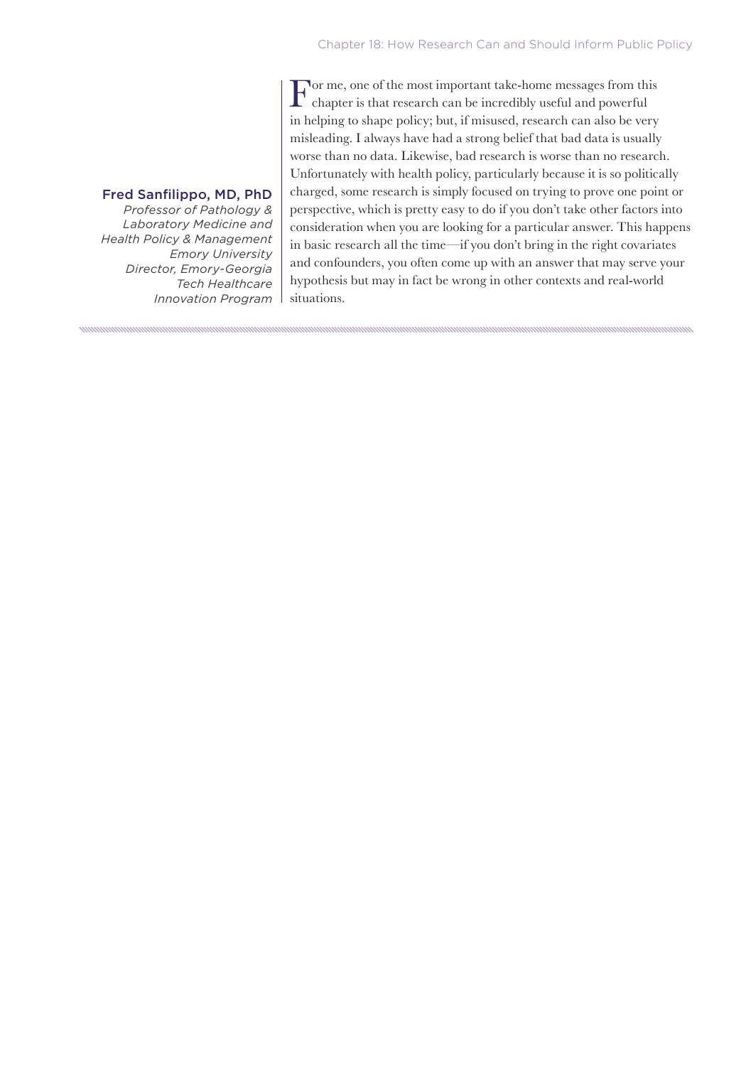**Fred Sanfilippo, MD, PhD**
*Professor of Pathology & Laboratory Medicine and Health Policy & Management*
*Emory University*
*Director, Emory-Georgia Tech Healthcare Innovation Program*

For me, one of the most important take-home messages from this chapter is that research can be incredibly useful and powerful in helping to shape policy; but, if misused, research can also be very misleading. I always have had a strong belief that bad data is usually worse than no data. Likewise, bad research is worse than no research. Unfortunately with health policy, particularly because it is so politically charged, some research is simply focused on trying to prove one point or perspective, which is pretty easy to do if you don't take other factors into consideration when you are looking for a particular answer. This happens in basic research all the time—if you don't bring in the right covariates and confounders, you often come up with an answer that may serve your hypothesis but may in fact be wrong in other contexts and real-world situations.